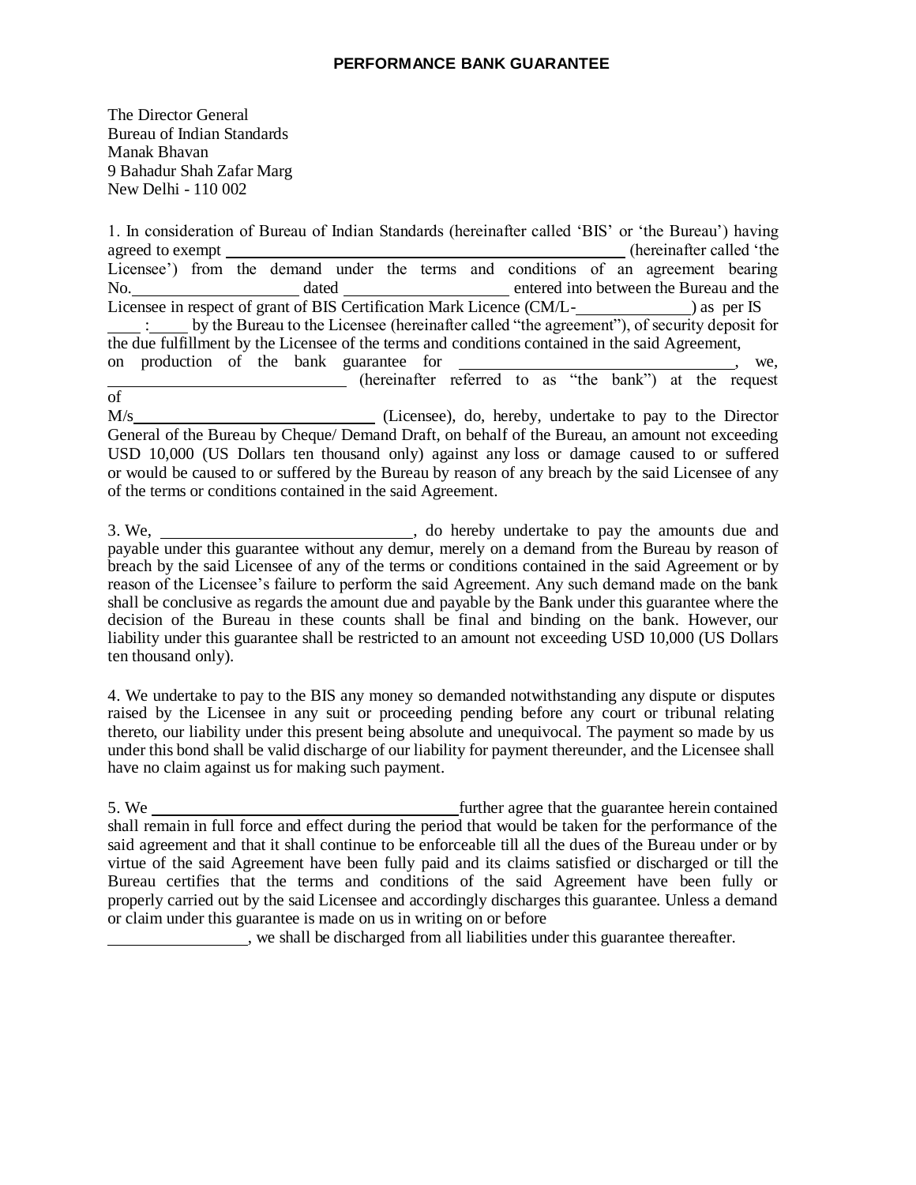# PERFORMANCE BANK GUARANTEE

The Director General
Bureau of Indian Standards
Manak Bhavan
9 Bahadur Shah Zafar Marg
New Delhi - 110 002

1. In consideration of Bureau of Indian Standards (hereinafter called 'BIS' or 'the Bureau') having agreed to exempt ______________________________ (hereinafter called 'the Licensee') from the demand under the terms and conditions of an agreement bearing No. ____________ dated ____________ entered into between the Bureau and the Licensee in respect of grant of BIS Certification Mark Licence (CM/L-__________) as per IS ____ : ____ by the Bureau to the Licensee (hereinafter called "the agreement"), of security deposit for the due fulfillment by the Licensee of the terms and conditions contained in the said Agreement, on production of the bank guarantee for ____________________, we, ____________________ (hereinafter referred to as "the bank") at the request of M/s____________________ (Licensee), do, hereby, undertake to pay to the Director General of the Bureau by Cheque/ Demand Draft, on behalf of the Bureau, an amount not exceeding USD 10,000 (US Dollars ten thousand only) against any loss or damage caused to or suffered or would be caused to or suffered by the Bureau by reason of any breach by the said Licensee of any of the terms or conditions contained in the said Agreement.

3. We, ____________________, do hereby undertake to pay the amounts due and payable under this guarantee without any demur, merely on a demand from the Bureau by reason of breach by the said Licensee of any of the terms or conditions contained in the said Agreement or by reason of the Licensee's failure to perform the said Agreement. Any such demand made on the bank shall be conclusive as regards the amount due and payable by the Bank under this guarantee where the decision of the Bureau in these counts shall be final and binding on the bank. However, our liability under this guarantee shall be restricted to an amount not exceeding USD 10,000 (US Dollars ten thousand only).

4. We undertake to pay to the BIS any money so demanded notwithstanding any dispute or disputes raised by the Licensee in any suit or proceeding pending before any court or tribunal relating thereto, our liability under this present being absolute and unequivocal. The payment so made by us under this bond shall be valid discharge of our liability for payment thereunder, and the Licensee shall have no claim against us for making such payment.

5. We ______________________________ further agree that the guarantee herein contained shall remain in full force and effect during the period that would be taken for the performance of the said agreement and that it shall continue to be enforceable till all the dues of the Bureau under or by virtue of the said Agreement have been fully paid and its claims satisfied or discharged or till the Bureau certifies that the terms and conditions of the said Agreement have been fully or properly carried out by the said Licensee and accordingly discharges this guarantee. Unless a demand or claim under this guarantee is made on us in writing on or before ____________, we shall be discharged from all liabilities under this guarantee thereafter.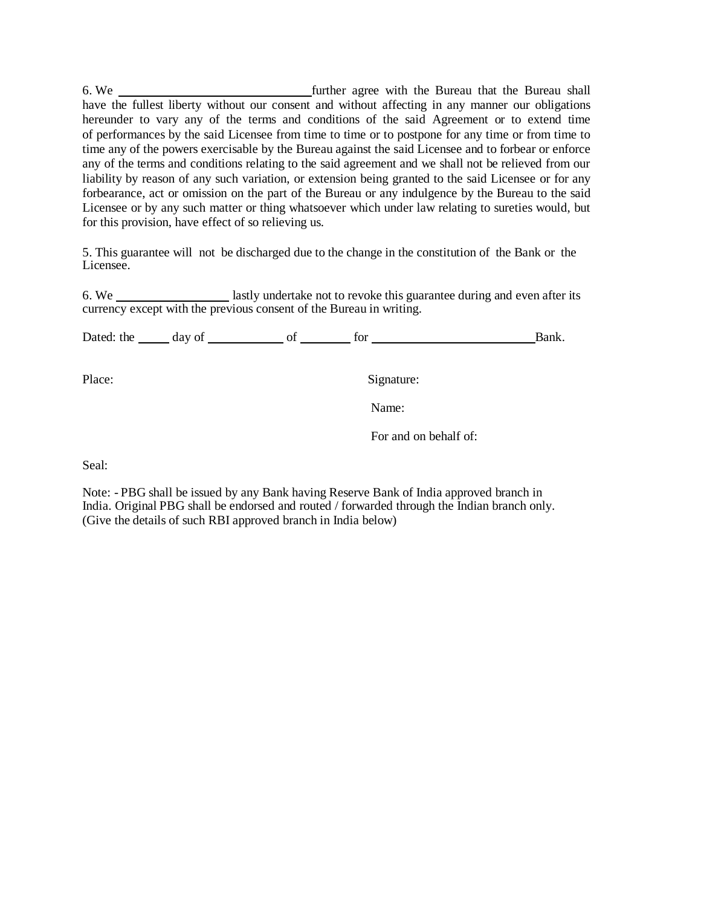6. We ______________________________ further agree with the Bureau that the Bureau shall have the fullest liberty without our consent and without affecting in any manner our obligations hereunder to vary any of the terms and conditions of the said Agreement or to extend time of performances by the said Licensee from time to time or to postpone for any time or from time to time any of the powers exercisable by the Bureau against the said Licensee and to forbear or enforce any of the terms and conditions relating to the said agreement and we shall not be relieved from our liability by reason of any such variation, or extension being granted to the said Licensee or for any forbearance, act or omission on the part of the Bureau or any indulgence by the Bureau to the said Licensee or by any such matter or thing whatsoever which under law relating to sureties would, but for this provision, have effect of so relieving us.

5. This guarantee will not be discharged due to the change in the constitution of the Bank or the Licensee.

6. We _________________ lastly undertake not to revoke this guarantee during and even after its currency except with the previous consent of the Bureau in writing.

Dated: the _____ day of ____________ of ________ for __________________________ Bank.

Place:

Signature:

Name:

For and on behalf of:

Seal:

Note: - PBG shall be issued by any Bank having Reserve Bank of India approved branch in India. Original PBG shall be endorsed and routed / forwarded through the Indian branch only. (Give the details of such RBI approved branch in India below)